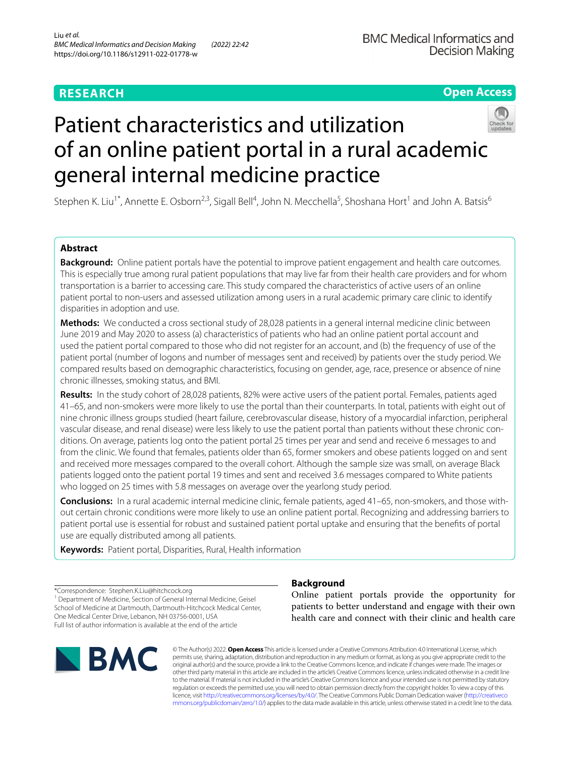**RESEARCH** **Open Access**

# Patient characteristics and utilization of an online patient portal in a rural academic general internal medicine practice

Stephen K. Liu[1*], Annette E. Osborn[2,3], Sigall Bell[4], John N. Mecchella[5], Shoshana Hort[1] and John A. Batsis[6]

## Abstract

**Background:** Online patient portals have the potential to improve patient engagement and health care outcomes. This is especially true among rural patient populations that may live far from their health care providers and for whom transportation is a barrier to accessing care. This study compared the characteristics of active users of an online patient portal to non-users and assessed utilization among users in a rural academic primary care clinic to identify disparities in adoption and use.

**Methods:** We conducted a cross sectional study of 28,028 patients in a general internal medicine clinic between June 2019 and May 2020 to assess (a) characteristics of patients who had an online patient portal account and used the patient portal compared to those who did not register for an account, and (b) the frequency of use of the patient portal (number of logons and number of messages sent and received) by patients over the study period. We compared results based on demographic characteristics, focusing on gender, age, race, presence or absence of nine chronic illnesses, smoking status, and BMI.

**Results:** In the study cohort of 28,028 patients, 82% were active users of the patient portal. Females, patients aged 41–65, and non-smokers were more likely to use the portal than their counterparts. In total, patients with eight out of nine chronic illness groups studied (heart failure, cerebrovascular disease, history of a myocardial infarction, peripheral vascular disease, and renal disease) were less likely to use the patient portal than patients without these chronic conditions. On average, patients log onto the patient portal 25 times per year and send and receive 6 messages to and from the clinic. We found that females, patients older than 65, former smokers and obese patients logged on and sent and received more messages compared to the overall cohort. Although the sample size was small, on average Black patients logged onto the patient portal 19 times and sent and received 3.6 messages compared to White patients who logged on 25 times with 5.8 messages on average over the yearlong study period.

**Conclusions:** In a rural academic internal medicine clinic, female patients, aged 41–65, non-smokers, and those without certain chronic conditions were more likely to use an online patient portal. Recognizing and addressing barriers to patient portal use is essential for robust and sustained patient portal uptake and ensuring that the benefits of portal use are equally distributed among all patients.

**Keywords:** Patient portal, Disparities, Rural, Health information

*Correspondence: Stephen.K.Liu@hitchcock.org
[1] Department of Medicine, Section of General Internal Medicine, Geisel School of Medicine at Dartmouth, Dartmouth-Hitchcock Medical Center, One Medical Center Drive, Lebanon, NH 03756-0001, USA
Full list of author information is available at the end of the article

## Background

Online patient portals provide the opportunity for patients to better understand and engage with their own health care and connect with their clinic and health care

© The Author(s) 2022. **Open Access** This article is licensed under a Creative Commons Attribution 4.0 International License, which permits use, sharing, adaptation, distribution and reproduction in any medium or format, as long as you give appropriate credit to the original author(s) and the source, provide a link to the Creative Commons licence, and indicate if changes were made. The images or other third party material in this article are included in the article's Creative Commons licence, unless indicated otherwise in a credit line to the material. If material is not included in the article's Creative Commons licence and your intended use is not permitted by statutory regulation or exceeds the permitted use, you will need to obtain permission directly from the copyright holder. To view a copy of this licence, visit http://creativecommons.org/licenses/by/4.0/. The Creative Commons Public Domain Dedication waiver (http://creativecommons.org/publicdomain/zero/1.0/) applies to the data made available in this article, unless otherwise stated in a credit line to the data.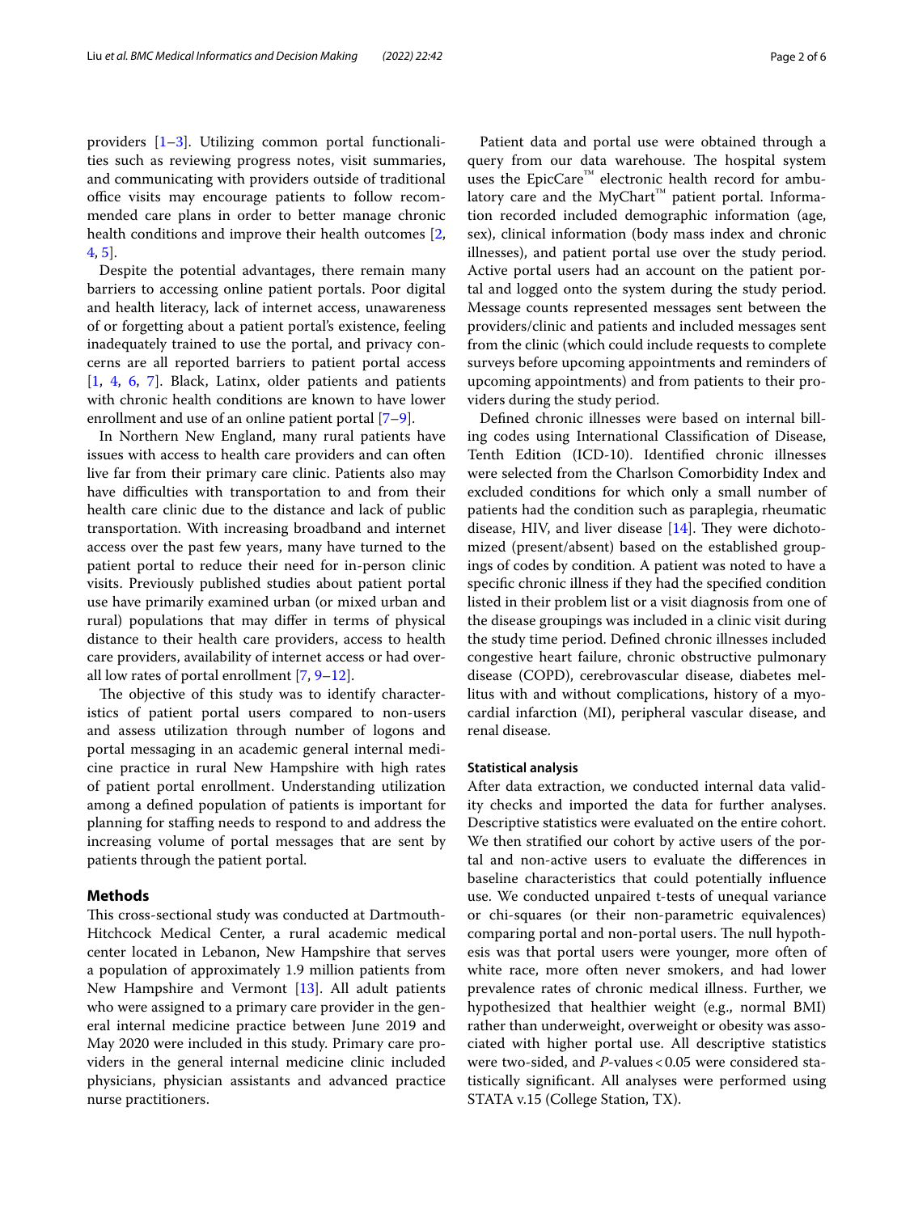providers [1–3]. Utilizing common portal functionalities such as reviewing progress notes, visit summaries, and communicating with providers outside of traditional office visits may encourage patients to follow recommended care plans in order to better manage chronic health conditions and improve their health outcomes [2, 4, 5].

Despite the potential advantages, there remain many barriers to accessing online patient portals. Poor digital and health literacy, lack of internet access, unawareness of or forgetting about a patient portal's existence, feeling inadequately trained to use the portal, and privacy concerns are all reported barriers to patient portal access [1, 4, 6, 7]. Black, Latinx, older patients and patients with chronic health conditions are known to have lower enrollment and use of an online patient portal [7–9].

In Northern New England, many rural patients have issues with access to health care providers and can often live far from their primary care clinic. Patients also may have difficulties with transportation to and from their health care clinic due to the distance and lack of public transportation. With increasing broadband and internet access over the past few years, many have turned to the patient portal to reduce their need for in-person clinic visits. Previously published studies about patient portal use have primarily examined urban (or mixed urban and rural) populations that may differ in terms of physical distance to their health care providers, access to health care providers, availability of internet access or had overall low rates of portal enrollment [7, 9–12].

The objective of this study was to identify characteristics of patient portal users compared to non-users and assess utilization through number of logons and portal messaging in an academic general internal medicine practice in rural New Hampshire with high rates of patient portal enrollment. Understanding utilization among a defined population of patients is important for planning for staffing needs to respond to and address the increasing volume of portal messages that are sent by patients through the patient portal.

## Methods

This cross-sectional study was conducted at Dartmouth-Hitchcock Medical Center, a rural academic medical center located in Lebanon, New Hampshire that serves a population of approximately 1.9 million patients from New Hampshire and Vermont [13]. All adult patients who were assigned to a primary care provider in the general internal medicine practice between June 2019 and May 2020 were included in this study. Primary care providers in the general internal medicine clinic included physicians, physician assistants and advanced practice nurse practitioners.

Patient data and portal use were obtained through a query from our data warehouse. The hospital system uses the EpicCare™ electronic health record for ambulatory care and the MyChart™ patient portal. Information recorded included demographic information (age, sex), clinical information (body mass index and chronic illnesses), and patient portal use over the study period. Active portal users had an account on the patient portal and logged onto the system during the study period. Message counts represented messages sent between the providers/clinic and patients and included messages sent from the clinic (which could include requests to complete surveys before upcoming appointments and reminders of upcoming appointments) and from patients to their providers during the study period.

Defined chronic illnesses were based on internal billing codes using International Classification of Disease, Tenth Edition (ICD-10). Identified chronic illnesses were selected from the Charlson Comorbidity Index and excluded conditions for which only a small number of patients had the condition such as paraplegia, rheumatic disease, HIV, and liver disease [14]. They were dichotomized (present/absent) based on the established groupings of codes by condition. A patient was noted to have a specific chronic illness if they had the specified condition listed in their problem list or a visit diagnosis from one of the disease groupings was included in a clinic visit during the study time period. Defined chronic illnesses included congestive heart failure, chronic obstructive pulmonary disease (COPD), cerebrovascular disease, diabetes mellitus with and without complications, history of a myocardial infarction (MI), peripheral vascular disease, and renal disease.

### Statistical analysis

After data extraction, we conducted internal data validity checks and imported the data for further analyses. Descriptive statistics were evaluated on the entire cohort. We then stratified our cohort by active users of the portal and non-active users to evaluate the differences in baseline characteristics that could potentially influence use. We conducted unpaired t-tests of unequal variance or chi-squares (or their non-parametric equivalences) comparing portal and non-portal users. The null hypothesis was that portal users were younger, more often of white race, more often never smokers, and had lower prevalence rates of chronic medical illness. Further, we hypothesized that healthier weight (e.g., normal BMI) rather than underweight, overweight or obesity was associated with higher portal use. All descriptive statistics were two-sided, and *P*-values < 0.05 were considered statistically significant. All analyses were performed using STATA v.15 (College Station, TX).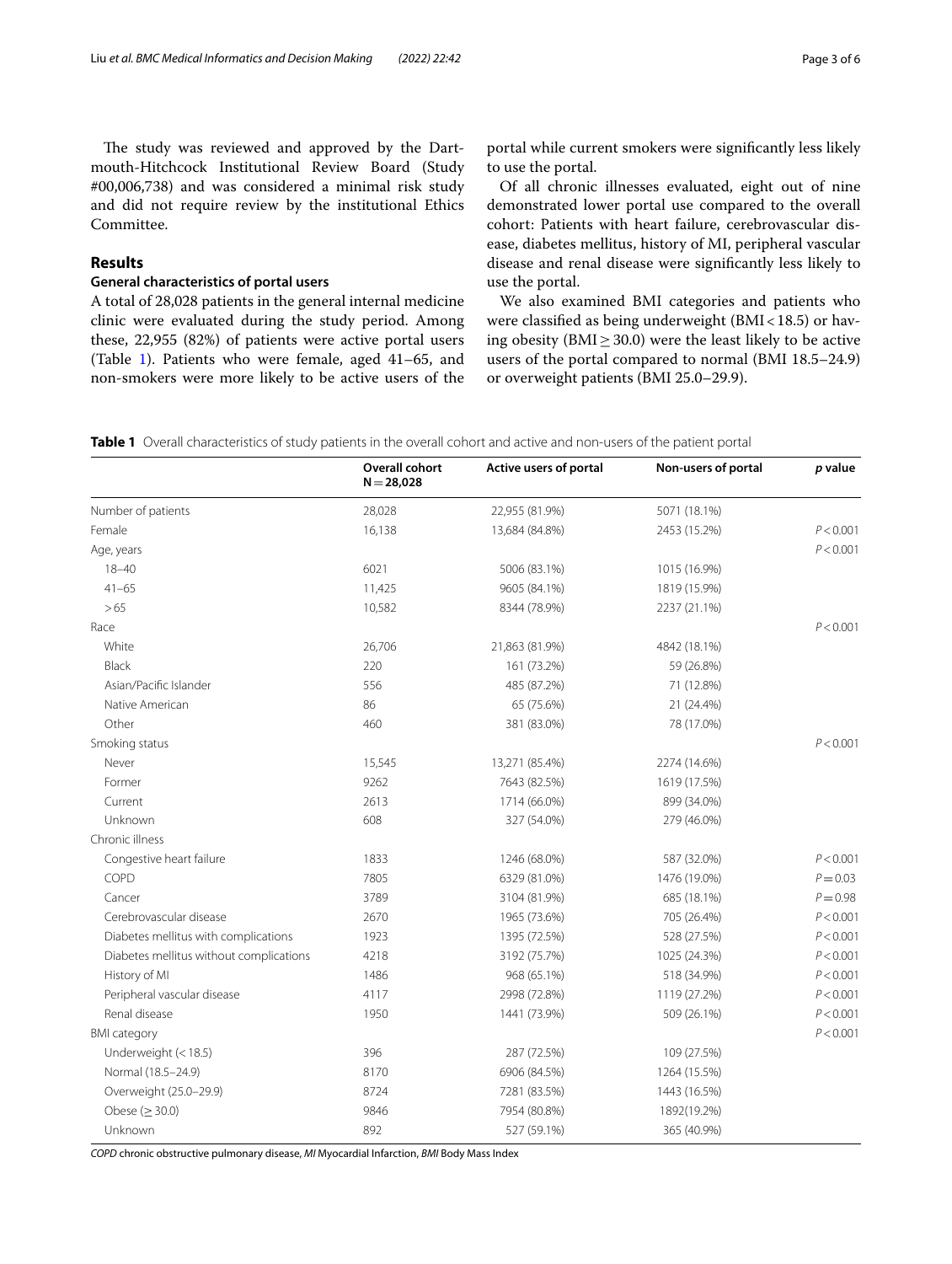The study was reviewed and approved by the Dartmouth-Hitchcock Institutional Review Board (Study #00,006,738) and was considered a minimal risk study and did not require review by the institutional Ethics Committee.

## Results

### General characteristics of portal users

A total of 28,028 patients in the general internal medicine clinic were evaluated during the study period. Among these, 22,955 (82%) of patients were active portal users (Table 1). Patients who were female, aged 41–65, and non-smokers were more likely to be active users of the portal while current smokers were significantly less likely to use the portal.

Of all chronic illnesses evaluated, eight out of nine demonstrated lower portal use compared to the overall cohort: Patients with heart failure, cerebrovascular disease, diabetes mellitus, history of MI, peripheral vascular disease and renal disease were significantly less likely to use the portal.

We also examined BMI categories and patients who were classified as being underweight (BMI < 18.5) or having obesity (BMI ≥ 30.0) were the least likely to be active users of the portal compared to normal (BMI 18.5–24.9) or overweight patients (BMI 25.0–29.9).

**Table 1** Overall characteristics of study patients in the overall cohort and active and non-users of the patient portal

| | Overall cohort N = 28,028 | Active users of portal | Non-users of portal | *p* value |
|---|---|---|---|---|
| Number of patients | 28,028 | 22,955 (81.9%) | 5071 (18.1%) | |
| Female | 16,138 | 13,684 (84.8%) | 2453 (15.2%) | $P < 0.001$ |
| Age, years | | | | $P < 0.001$ |
| 18–40 | 6021 | 5006 (83.1%) | 1015 (16.9%) | |
| 41–65 | 11,425 | 9605 (84.1%) | 1819 (15.9%) | |
| > 65 | 10,582 | 8344 (78.9%) | 2237 (21.1%) | |
| Race | | | | $P < 0.001$ |
| White | 26,706 | 21,863 (81.9%) | 4842 (18.1%) | |
| Black | 220 | 161 (73.2%) | 59 (26.8%) | |
| Asian/Pacific Islander | 556 | 485 (87.2%) | 71 (12.8%) | |
| Native American | 86 | 65 (75.6%) | 21 (24.4%) | |
| Other | 460 | 381 (83.0%) | 78 (17.0%) | |
| Smoking status | | | | $P < 0.001$ |
| Never | 15,545 | 13,271 (85.4%) | 2274 (14.6%) | |
| Former | 9262 | 7643 (82.5%) | 1619 (17.5%) | |
| Current | 2613 | 1714 (66.0%) | 899 (34.0%) | |
| Unknown | 608 | 327 (54.0%) | 279 (46.0%) | |
| Chronic illness | | | | |
| Congestive heart failure | 1833 | 1246 (68.0%) | 587 (32.0%) | $P < 0.001$ |
| COPD | 7805 | 6329 (81.0%) | 1476 (19.0%) | $P = 0.03$ |
| Cancer | 3789 | 3104 (81.9%) | 685 (18.1%) | $P = 0.98$ |
| Cerebrovascular disease | 2670 | 1965 (73.6%) | 705 (26.4%) | $P < 0.001$ |
| Diabetes mellitus with complications | 1923 | 1395 (72.5%) | 528 (27.5%) | $P < 0.001$ |
| Diabetes mellitus without complications | 4218 | 3192 (75.7%) | 1025 (24.3%) | $P < 0.001$ |
| History of MI | 1486 | 968 (65.1%) | 518 (34.9%) | $P < 0.001$ |
| Peripheral vascular disease | 4117 | 2998 (72.8%) | 1119 (27.2%) | $P < 0.001$ |
| Renal disease | 1950 | 1441 (73.9%) | 509 (26.1%) | $P < 0.001$ |
| BMI category | | | | $P < 0.001$ |
| Underweight (< 18.5) | 396 | 287 (72.5%) | 109 (27.5%) | |
| Normal (18.5–24.9) | 8170 | 6906 (84.5%) | 1264 (15.5%) | |
| Overweight (25.0–29.9) | 8724 | 7281 (83.5%) | 1443 (16.5%) | |
| Obese (≥ 30.0) | 9846 | 7954 (80.8%) | 1892(19.2%) | |
| Unknown | 892 | 527 (59.1%) | 365 (40.9%) | |

*COPD* chronic obstructive pulmonary disease, *MI* Myocardial Infarction, *BMI* Body Mass Index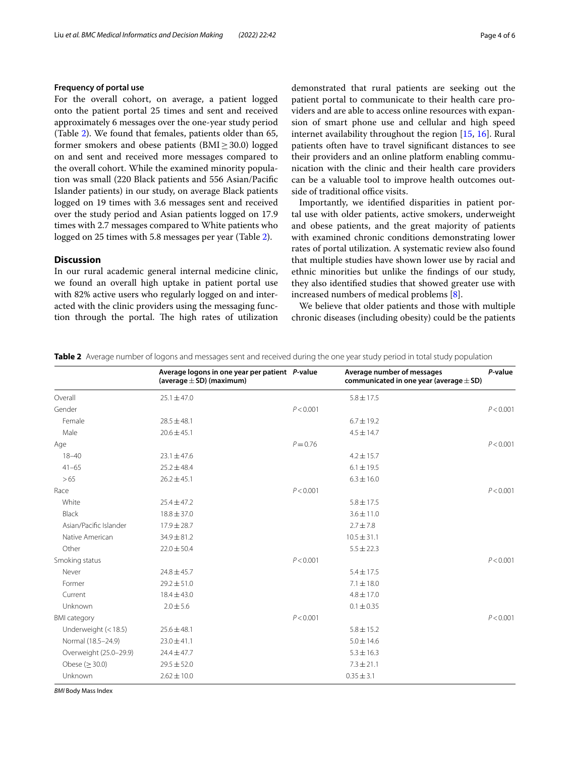### Frequency of portal use

For the overall cohort, on average, a patient logged onto the patient portal 25 times and sent and received approximately 6 messages over the one-year study period (Table 2). We found that females, patients older than 65, former smokers and obese patients (BMI $\geq$ 30.0) logged on and sent and received more messages compared to the overall cohort. While the examined minority population was small (220 Black patients and 556 Asian/Pacific Islander patients) in our study, on average Black patients logged on 19 times with 3.6 messages sent and received over the study period and Asian patients logged on 17.9 times with 2.7 messages compared to White patients who logged on 25 times with 5.8 messages per year (Table 2).

## Discussion

In our rural academic general internal medicine clinic, we found an overall high uptake in patient portal use with 82% active users who regularly logged on and interacted with the clinic providers using the messaging function through the portal. The high rates of utilization demonstrated that rural patients are seeking out the patient portal to communicate to their health care providers and are able to access online resources with expansion of smart phone use and cellular and high speed internet availability throughout the region [15, 16]. Rural patients often have to travel significant distances to see their providers and an online platform enabling communication with the clinic and their health care providers can be a valuable tool to improve health outcomes outside of traditional office visits.

Importantly, we identified disparities in patient portal use with older patients, active smokers, underweight and obese patients, and the great majority of patients with examined chronic conditions demonstrating lower rates of portal utilization. A systematic review also found that multiple studies have shown lower use by racial and ethnic minorities but unlike the findings of our study, they also identified studies that showed greater use with increased numbers of medical problems [8].

We believe that older patients and those with multiple chronic diseases (including obesity) could be the patients

**Table 2** Average number of logons and messages sent and received during the one year study period in total study population

| | Average logons in one year per patient (average ± SD) (maximum) | *P*-value | Average number of messages communicated in one year (average ± SD) | *P*-value |
|---|---|---|---|---|
| Overall | 25.1 ± 47.0 | | 5.8 ± 17.5 | |
| Gender | | $P < 0.001$ | | $P < 0.001$ |
| Female | 28.5 ± 48.1 | | 6.7 ± 19.2 | |
| Male | 20.6 ± 45.1 | | 4.5 ± 14.7 | |
| Age | | $P = 0.76$ | | $P < 0.001$ |
| 18–40 | 23.1 ± 47.6 | | 4.2 ± 15.7 | |
| 41–65 | 25.2 ± 48.4 | | 6.1 ± 19.5 | |
| > 65 | 26.2 ± 45.1 | | 6.3 ± 16.0 | |
| Race | | $P < 0.001$ | | $P < 0.001$ |
| White | 25.4 ± 47.2 | | 5.8 ± 17.5 | |
| Black | 18.8 ± 37.0 | | 3.6 ± 11.0 | |
| Asian/Pacific Islander | 17.9 ± 28.7 | | 2.7 ± 7.8 | |
| Native American | 34.9 ± 81.2 | | 10.5 ± 31.1 | |
| Other | 22.0 ± 50.4 | | 5.5 ± 22.3 | |
| Smoking status | | $P < 0.001$ | | $P < 0.001$ |
| Never | 24.8 ± 45.7 | | 5.4 ± 17.5 | |
| Former | 29.2 ± 51.0 | | 7.1 ± 18.0 | |
| Current | 18.4 ± 43.0 | | 4.8 ± 17.0 | |
| Unknown | 2.0 ± 5.6 | | 0.1 ± 0.35 | |
| BMI category | | $P < 0.001$ | | $P < 0.001$ |
| Underweight (< 18.5) | 25.6 ± 48.1 | | 5.8 ± 15.2 | |
| Normal (18.5–24.9) | 23.0 ± 41.1 | | 5.0 ± 14.6 | |
| Overweight (25.0–29.9) | 24.4 ± 47.7 | | 5.3 ± 16.3 | |
| Obese (≥ 30.0) | 29.5 ± 52.0 | | 7.3 ± 21.1 | |
| Unknown | 2.62 ± 10.0 | | 0.35 ± 3.1 | |

*BMI* Body Mass Index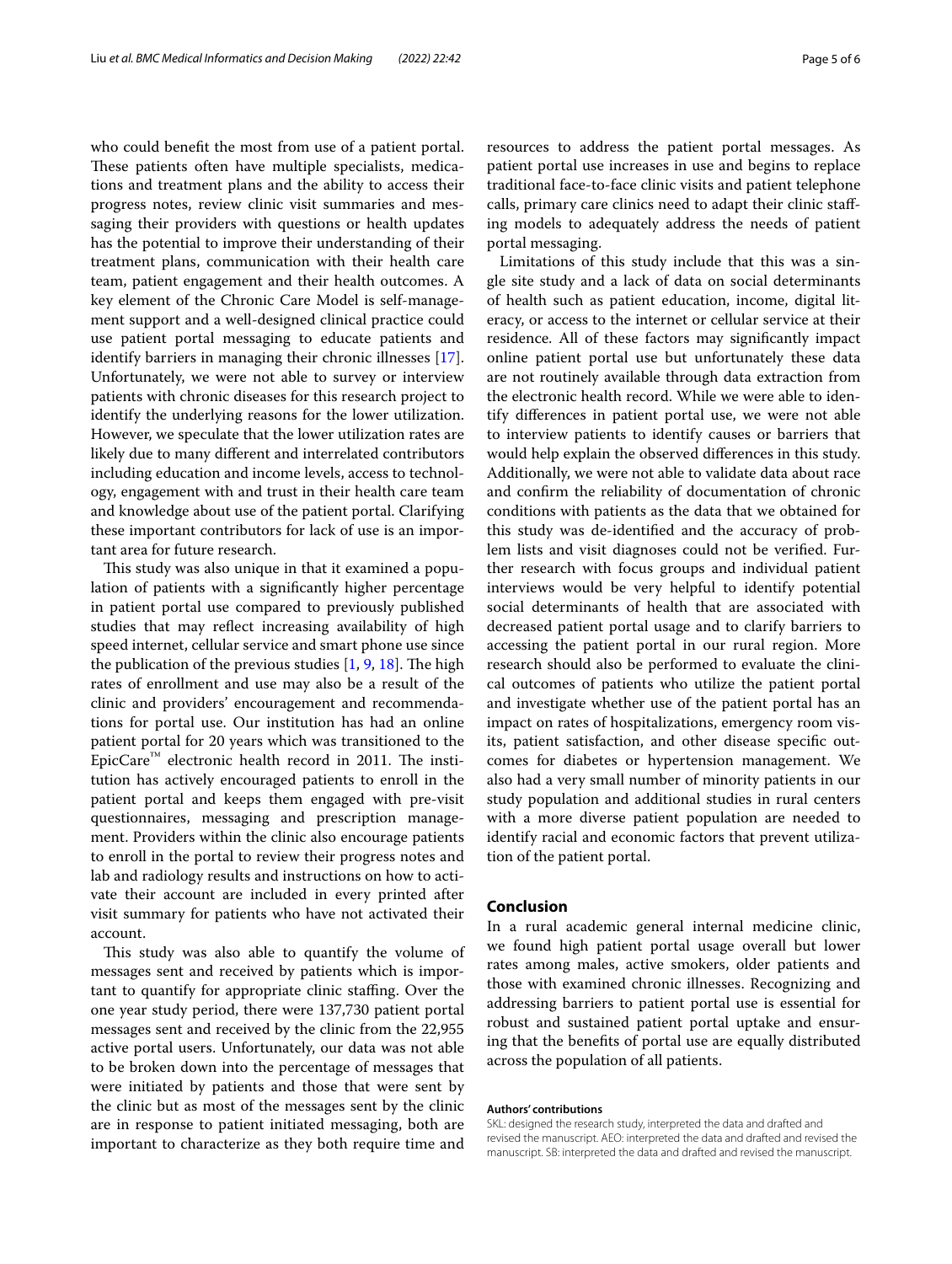who could benefit the most from use of a patient portal. These patients often have multiple specialists, medications and treatment plans and the ability to access their progress notes, review clinic visit summaries and messaging their providers with questions or health updates has the potential to improve their understanding of their treatment plans, communication with their health care team, patient engagement and their health outcomes. A key element of the Chronic Care Model is self-management support and a well-designed clinical practice could use patient portal messaging to educate patients and identify barriers in managing their chronic illnesses [17]. Unfortunately, we were not able to survey or interview patients with chronic diseases for this research project to identify the underlying reasons for the lower utilization. However, we speculate that the lower utilization rates are likely due to many different and interrelated contributors including education and income levels, access to technology, engagement with and trust in their health care team and knowledge about use of the patient portal. Clarifying these important contributors for lack of use is an important area for future research.

This study was also unique in that it examined a population of patients with a significantly higher percentage in patient portal use compared to previously published studies that may reflect increasing availability of high speed internet, cellular service and smart phone use since the publication of the previous studies [1, 9, 18]. The high rates of enrollment and use may also be a result of the clinic and providers' encouragement and recommendations for portal use. Our institution has had an online patient portal for 20 years which was transitioned to the EpicCare™ electronic health record in 2011. The institution has actively encouraged patients to enroll in the patient portal and keeps them engaged with pre-visit questionnaires, messaging and prescription management. Providers within the clinic also encourage patients to enroll in the portal to review their progress notes and lab and radiology results and instructions on how to activate their account are included in every printed after visit summary for patients who have not activated their account.

This study was also able to quantify the volume of messages sent and received by patients which is important to quantify for appropriate clinic staffing. Over the one year study period, there were 137,730 patient portal messages sent and received by the clinic from the 22,955 active portal users. Unfortunately, our data was not able to be broken down into the percentage of messages that were initiated by patients and those that were sent by the clinic but as most of the messages sent by the clinic are in response to patient initiated messaging, both are important to characterize as they both require time and resources to address the patient portal messages. As patient portal use increases in use and begins to replace traditional face-to-face clinic visits and patient telephone calls, primary care clinics need to adapt their clinic staffing models to adequately address the needs of patient portal messaging.

Limitations of this study include that this was a single site study and a lack of data on social determinants of health such as patient education, income, digital literacy, or access to the internet or cellular service at their residence. All of these factors may significantly impact online patient portal use but unfortunately these data are not routinely available through data extraction from the electronic health record. While we were able to identify differences in patient portal use, we were not able to interview patients to identify causes or barriers that would help explain the observed differences in this study. Additionally, we were not able to validate data about race and confirm the reliability of documentation of chronic conditions with patients as the data that we obtained for this study was de-identified and the accuracy of problem lists and visit diagnoses could not be verified. Further research with focus groups and individual patient interviews would be very helpful to identify potential social determinants of health that are associated with decreased patient portal usage and to clarify barriers to accessing the patient portal in our rural region. More research should also be performed to evaluate the clinical outcomes of patients who utilize the patient portal and investigate whether use of the patient portal has an impact on rates of hospitalizations, emergency room visits, patient satisfaction, and other disease specific outcomes for diabetes or hypertension management. We also had a very small number of minority patients in our study population and additional studies in rural centers with a more diverse patient population are needed to identify racial and economic factors that prevent utilization of the patient portal.

## Conclusion

In a rural academic general internal medicine clinic, we found high patient portal usage overall but lower rates among males, active smokers, older patients and those with examined chronic illnesses. Recognizing and addressing barriers to patient portal use is essential for robust and sustained patient portal uptake and ensuring that the benefits of portal use are equally distributed across the population of all patients.

#### Authors' contributions

SKL: designed the research study, interpreted the data and drafted and revised the manuscript. AEO: interpreted the data and drafted and revised the manuscript. SB: interpreted the data and drafted and revised the manuscript.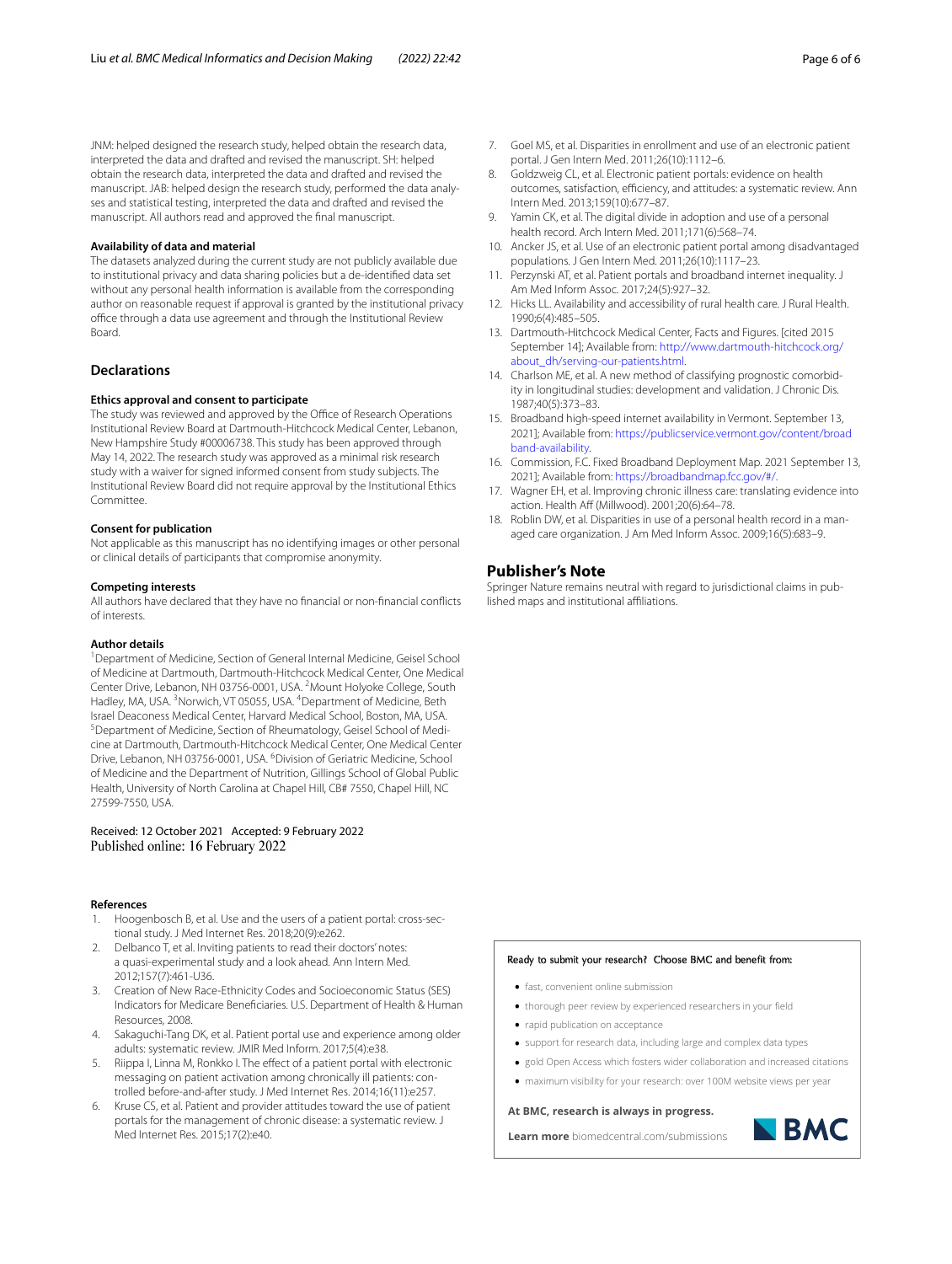JNM: helped designed the research study, helped obtain the research data, interpreted the data and drafted and revised the manuscript. SH: helped obtain the research data, interpreted the data and drafted and revised the manuscript. JAB: helped design the research study, performed the data analyses and statistical testing, interpreted the data and drafted and revised the manuscript. All authors read and approved the final manuscript.

#### Availability of data and material

The datasets analyzed during the current study are not publicly available due to institutional privacy and data sharing policies but a de-identified data set without any personal health information is available from the corresponding author on reasonable request if approval is granted by the institutional privacy office through a data use agreement and through the Institutional Review Board.

## Declarations

#### Ethics approval and consent to participate

The study was reviewed and approved by the Office of Research Operations Institutional Review Board at Dartmouth-Hitchcock Medical Center, Lebanon, New Hampshire Study #00006738. This study has been approved through May 14, 2022. The research study was approved as a minimal risk research study with a waiver for signed informed consent from study subjects. The Institutional Review Board did not require approval by the Institutional Ethics Committee.

#### Consent for publication

Not applicable as this manuscript has no identifying images or other personal or clinical details of participants that compromise anonymity.

#### Competing interests

All authors have declared that they have no financial or non-financial conflicts of interests.

#### Author details

[1]Department of Medicine, Section of General Internal Medicine, Geisel School of Medicine at Dartmouth, Dartmouth-Hitchcock Medical Center, One Medical Center Drive, Lebanon, NH 03756-0001, USA. [2]Mount Holyoke College, South Hadley, MA, USA. [3]Norwich, VT 05055, USA. [4]Department of Medicine, Beth Israel Deaconess Medical Center, Harvard Medical School, Boston, MA, USA. [5]Department of Medicine, Section of Rheumatology, Geisel School of Medicine at Dartmouth, Dartmouth-Hitchcock Medical Center, One Medical Center Drive, Lebanon, NH 03756-0001, USA. [6]Division of Geriatric Medicine, School of Medicine and the Department of Nutrition, Gillings School of Global Public Health, University of North Carolina at Chapel Hill, CB# 7550, Chapel Hill, NC 27599-7550, USA.

Received: 12 October 2021 Accepted: 9 February 2022
Published online: 16 February 2022

#### References

1. Hoogenbosch B, et al. Use and the users of a patient portal: cross-sectional study. J Med Internet Res. 2018;20(9):e262.
2. Delbanco T, et al. Inviting patients to read their doctors' notes: a quasi-experimental study and a look ahead. Ann Intern Med. 2012;157(7):461-U36.
3. Creation of New Race-Ethnicity Codes and Socioeconomic Status (SES) Indicators for Medicare Beneficiaries. U.S. Department of Health & Human Resources, 2008.
4. Sakaguchi-Tang DK, et al. Patient portal use and experience among older adults: systematic review. JMIR Med Inform. 2017;5(4):e38.
5. Riippa I, Linna M, Ronkko I. The effect of a patient portal with electronic messaging on patient activation among chronically ill patients: controlled before-and-after study. J Med Internet Res. 2014;16(11):e257.
6. Kruse CS, et al. Patient and provider attitudes toward the use of patient portals for the management of chronic disease: a systematic review. J Med Internet Res. 2015;17(2):e40.
7. Goel MS, et al. Disparities in enrollment and use of an electronic patient portal. J Gen Intern Med. 2011;26(10):1112–6.
8. Goldzweig CL, et al. Electronic patient portals: evidence on health outcomes, satisfaction, efficiency, and attitudes: a systematic review. Ann Intern Med. 2013;159(10):677–87.
9. Yamin CK, et al. The digital divide in adoption and use of a personal health record. Arch Intern Med. 2011;171(6):568–74.
10. Ancker JS, et al. Use of an electronic patient portal among disadvantaged populations. J Gen Intern Med. 2011;26(10):1117–23.
11. Perzynski AT, et al. Patient portals and broadband internet inequality. J Am Med Inform Assoc. 2017;24(5):927–32.
12. Hicks LL. Availability and accessibility of rural health care. J Rural Health. 1990;6(4):485–505.
13. Dartmouth-Hitchcock Medical Center, Facts and Figures. [cited 2015 September 14]; Available from: http://www.dartmouth-hitchcock.org/about_dh/serving-our-patients.html.
14. Charlson ME, et al. A new method of classifying prognostic comorbidity in longitudinal studies: development and validation. J Chronic Dis. 1987;40(5):373–83.
15. Broadband high-speed internet availability in Vermont. September 13, 2021]; Available from: https://publicservice.vermont.gov/content/broadband-availability.
16. Commission, F.C. Fixed Broadband Deployment Map. 2021 September 13, 2021]; Available from: https://broadbandmap.fcc.gov/#/.
17. Wagner EH, et al. Improving chronic illness care: translating evidence into action. Health Aff (Millwood). 2001;20(6):64–78.
18. Roblin DW, et al. Disparities in use of a personal health record in a managed care organization. J Am Med Inform Assoc. 2009;16(5):683–9.

## Publisher's Note

Springer Nature remains neutral with regard to jurisdictional claims in published maps and institutional affiliations.

Ready to submit your research? Choose BMC and benefit from:

- fast, convenient online submission
- thorough peer review by experienced researchers in your field
- rapid publication on acceptance
- support for research data, including large and complex data types
- gold Open Access which fosters wider collaboration and increased citations
- maximum visibility for your research: over 100M website views per year

**At BMC, research is always in progress.**

**Learn more** biomedcentral.com/submissions